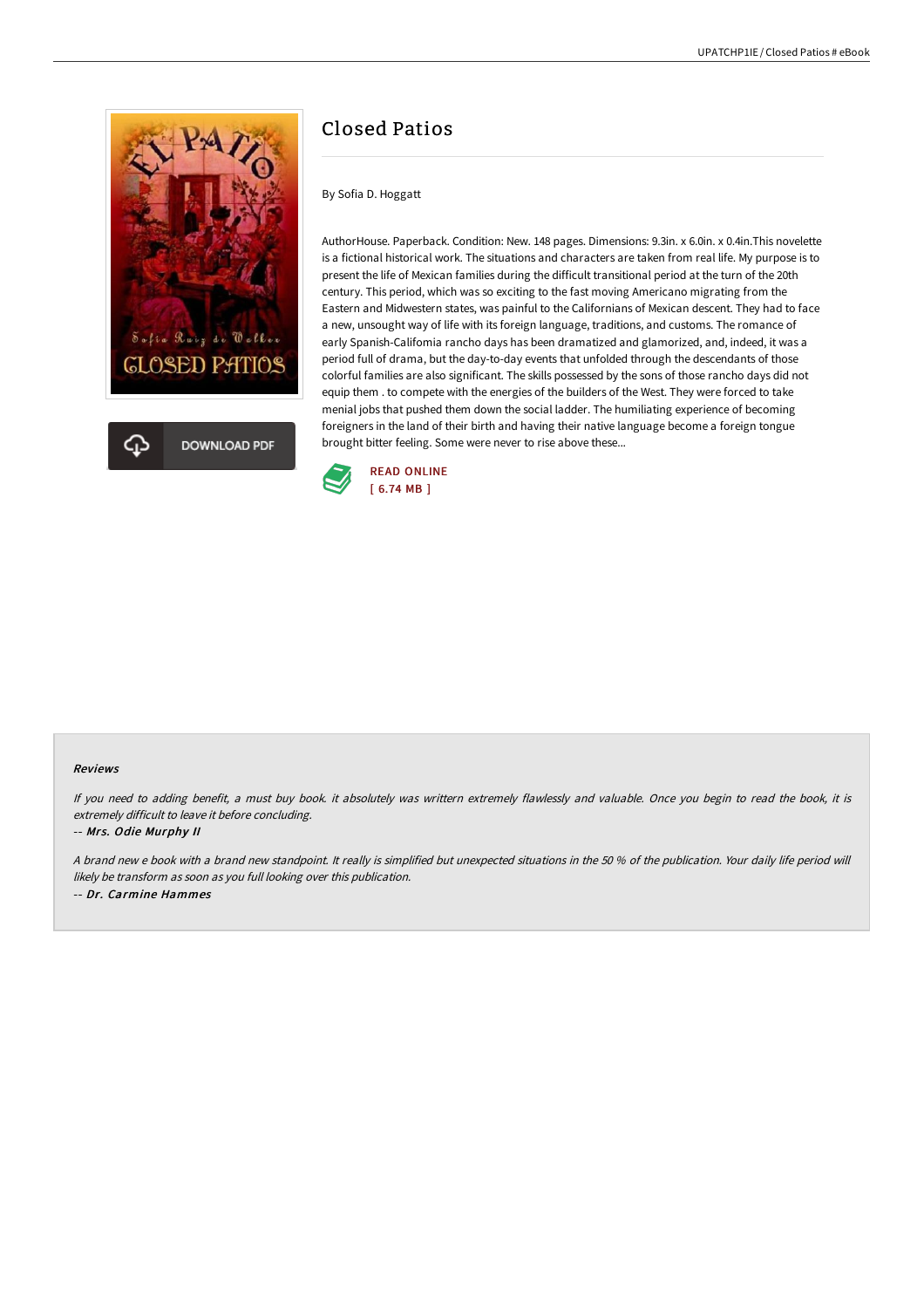# Closed Patios

By Sofia D. Hoggatt

AuthorHouse. Paperback. Condition: New. 148 pages. Dimensions: 9.3in. x 6.0in. x 0.4in.This novelette is a fictional historical work. The situations and characters are taken from real life. My purpose is to present the life of Mexican families during the difficult transitional period at the turn of the 20th century. This period, which was so exciting to the fast moving Americano migrating from the Eastern and Midwestern states, was painful to the Californians of Mexican descent. They had to face a new, unsought way of life with its foreign language, traditions, and customs. The romance of early Spanish-California rancho days has been dramatized and glamorized, and, indeed, it was a period full of drama, but the day-to-day events that unfolded through the descendants of those colorful families are also significant. The skills possessed by the sons of those rancho days did not equip them . to compete with the energies of the builders of the West. They were forced to take menial jobs that pushed them down the social ladder. The humiliating experience of becoming foreigners in the land of their birth and having their native language become a foreign tongue brought bitter feeling. Some were never to rise above these...

DOWNLOAD PDF

READ ONLINE
[ 6.74 MB ]

### Reviews

*If you need to adding benefit, a must buy book. it absolutely was writtern extremely flawlessly and valuable. Once you begin to read the book, it is extremely difficult to leave it before concluding.*

-- ***Mrs. Odie Murphy II***

*A brand new e book with a brand new standpoint. It really is simplified but unexpected situations in the 50 % of the publication. Your daily life period will likely be transform as soon as you full looking over this publication.*

-- ***Dr. Carmine Hammes***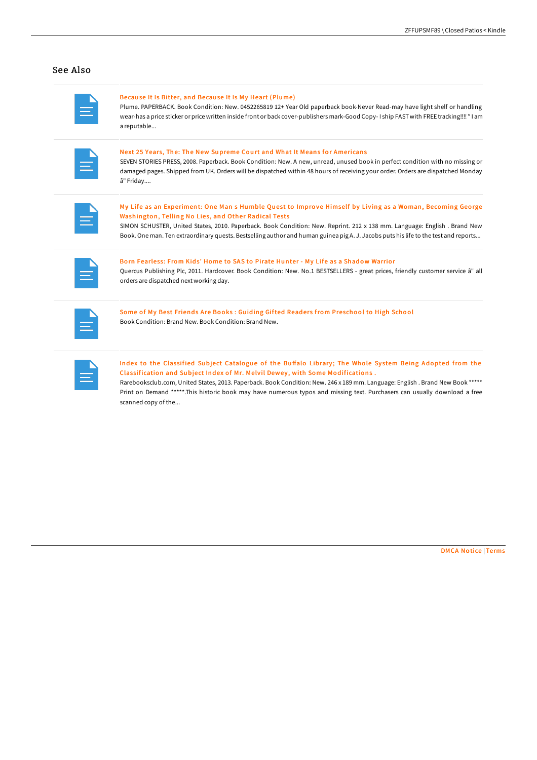## See Also

**Because It Is Bitter, and Because It Is My Heart (Plume)**

Plume. PAPERBACK. Book Condition: New. 0452265819 12+ Year Old paperback book-Never Read-may have light shelf or handling wear-has a price sticker or price written inside front or back cover-publishers mark-Good Copy- I ship FAST with FREE tracking!!!! * I am a reputable...

**Next 25 Years, The: The New Supreme Court and What It Means for Americans**

SEVEN STORIES PRESS, 2008. Paperback. Book Condition: New. A new, unread, unused book in perfect condition with no missing or damaged pages. Shipped from UK. Orders will be dispatched within 48 hours of receiving your order. Orders are dispatched Monday â" Friday....

**My Life as an Experiment: One Man s Humble Quest to Improve Himself by Living as a Woman, Becoming George Washington, Telling No Lies, and Other Radical Tests**

SIMON SCHUSTER, United States, 2010. Paperback. Book Condition: New. Reprint. 212 x 138 mm. Language: English . Brand New Book. One man. Ten extraordinary quests. Bestselling author and human guinea pig A. J. Jacobs puts his life to the test and reports...

**Born Fearless: From Kids' Home to SAS to Pirate Hunter - My Life as a Shadow Warrior**

Quercus Publishing Plc, 2011. Hardcover. Book Condition: New. No.1 BESTSELLERS - great prices, friendly customer service â" all orders are dispatched next working day.

**Some of My Best Friends Are Books : Guiding Gifted Readers from Preschool to High School**

Book Condition: Brand New. Book Condition: Brand New.

**Index to the Classified Subject Catalogue of the Buffalo Library; The Whole System Being Adopted from the Classification and Subject Index of Mr. Melvil Dewey, with Some Modifications .**

Rarebooksclub.com, United States, 2013. Paperback. Book Condition: New. 246 x 189 mm. Language: English . Brand New Book ***** Print on Demand *****.This historic book may have numerous typos and missing text. Purchasers can usually download a free scanned copy of the...

DMCA Notice | Terms